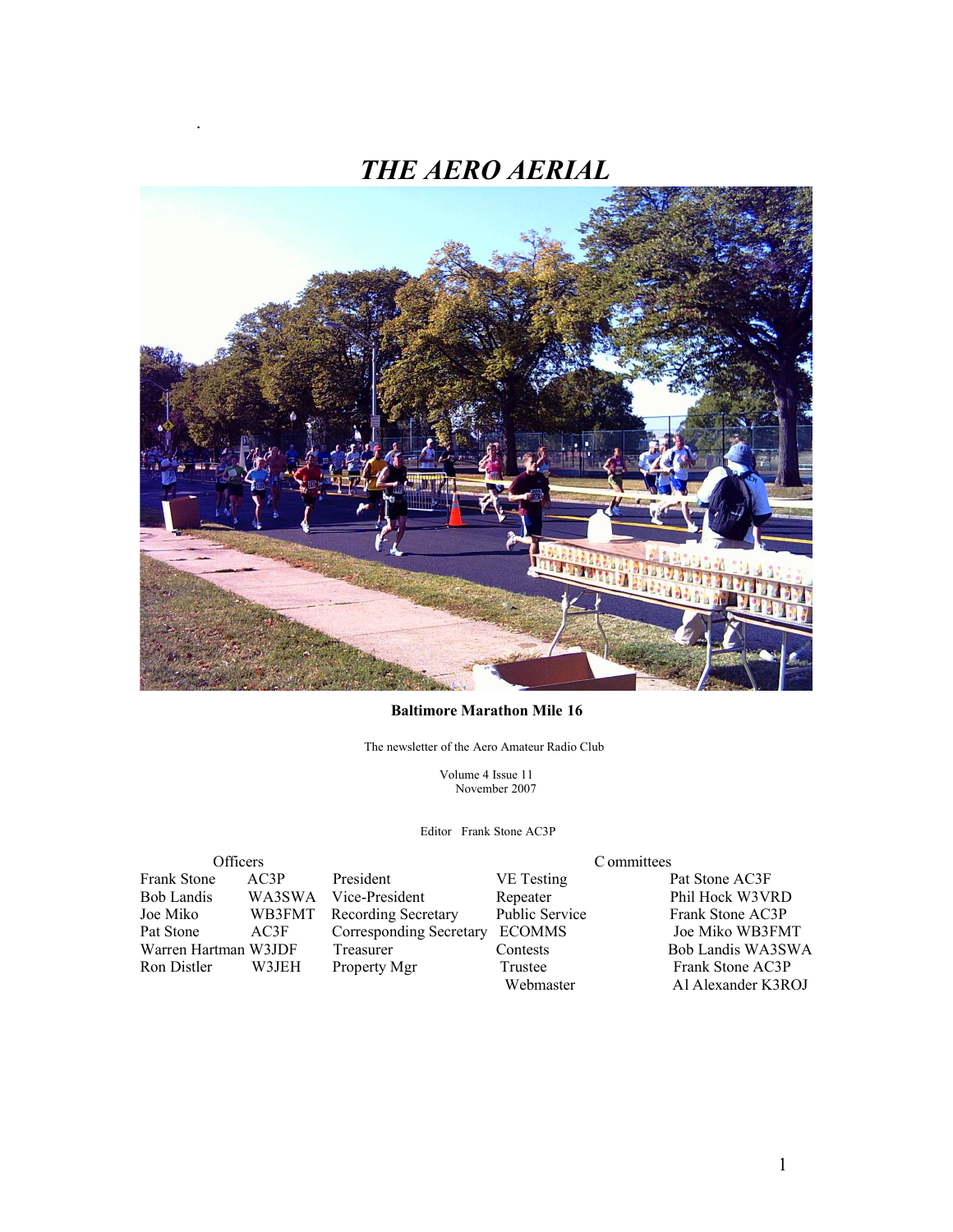# *THE AERO AERIAL*

**Baltimore Marathon Mile 16**

The newsletter of the Aero Amateur Radio Club

Volume 4 Issue 11
November 2007

Editor Frank Stone AC3P

| Officers | | |
|---|---|---|
| Frank Stone | AC3P | President |
| Bob Landis | WA3SWA | Vice-President |
| Joe Miko | WB3FMT | Recording Secretary |
| Pat Stone | AC3F | Corresponding Secretary |
| Warren Hartman | W3JDF | Treasurer |
| Ron Distler | W3JEH | Property Mgr |

| Committees | |
|---|---|
| VE Testing | Pat Stone AC3F |
| Repeater | Phil Hock W3VRD |
| Public Service | Frank Stone AC3P |
| ECOMMS | Joe Miko WB3FMT |
| Contests | Bob Landis WA3SWA |
| Trustee | Frank Stone AC3P |
| Webmaster | Al Alexander K3ROJ |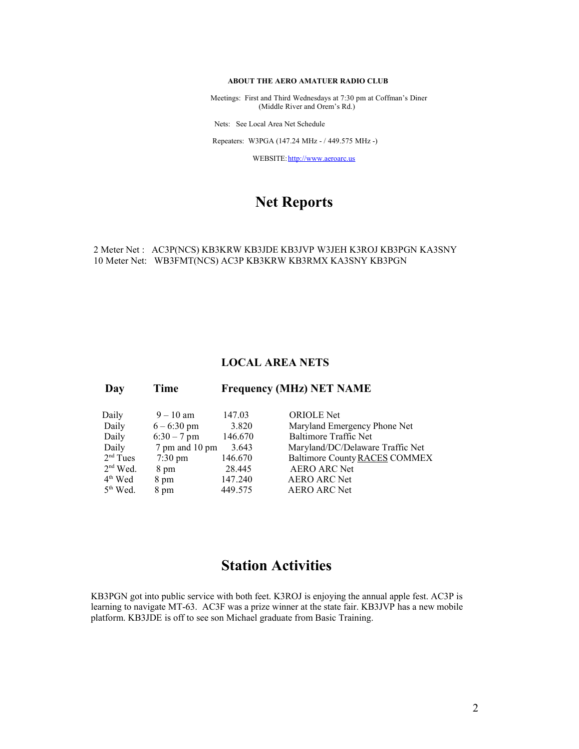**ABOUT THE AERO AMATUER RADIO CLUB**

Meetings: First and Third Wednesdays at 7:30 pm at Coffman's Diner
(Middle River and Orem's Rd.)

Nets: See Local Area Net Schedule

Repeaters: W3PGA (147.24 MHz - / 449.575 MHz -)

WEBSITE: http://www.aeroarc.us

# Net Reports

2 Meter Net : AC3P(NCS) KB3KRW KB3JDE KB3JVP W3JEH K3ROJ KB3PGN KA3SNY
10 Meter Net: WB3FMT(NCS) AC3P KB3KRW KB3RMX KA3SNY KB3PGN

## LOCAL AREA NETS

| Day | Time | Frequency (MHz) | NET NAME |
|---|---|---|---|
| Daily | 9 – 10 am | 147.03 | ORIOLE Net |
| Daily | 6 – 6:30 pm | 3.820 | Maryland Emergency Phone Net |
| Daily | 6:30 – 7 pm | 146.670 | Baltimore Traffic Net |
| Daily | 7 pm and 10 pm | 3.643 | Maryland/DC/Delaware Traffic Net |
| 2nd Tues | 7:30 pm | 146.670 | Baltimore County RACES COMMEX |
| 2nd Wed. | 8 pm | 28.445 | AERO ARC Net |
| 4th Wed | 8 pm | 147.240 | AERO ARC Net |
| 5th Wed. | 8 pm | 449.575 | AERO ARC Net |

# Station Activities

KB3PGN got into public service with both feet. K3ROJ is enjoying the annual apple fest. AC3P is learning to navigate MT-63. AC3F was a prize winner at the state fair. KB3JVP has a new mobile platform. KB3JDE is off to see son Michael graduate from Basic Training.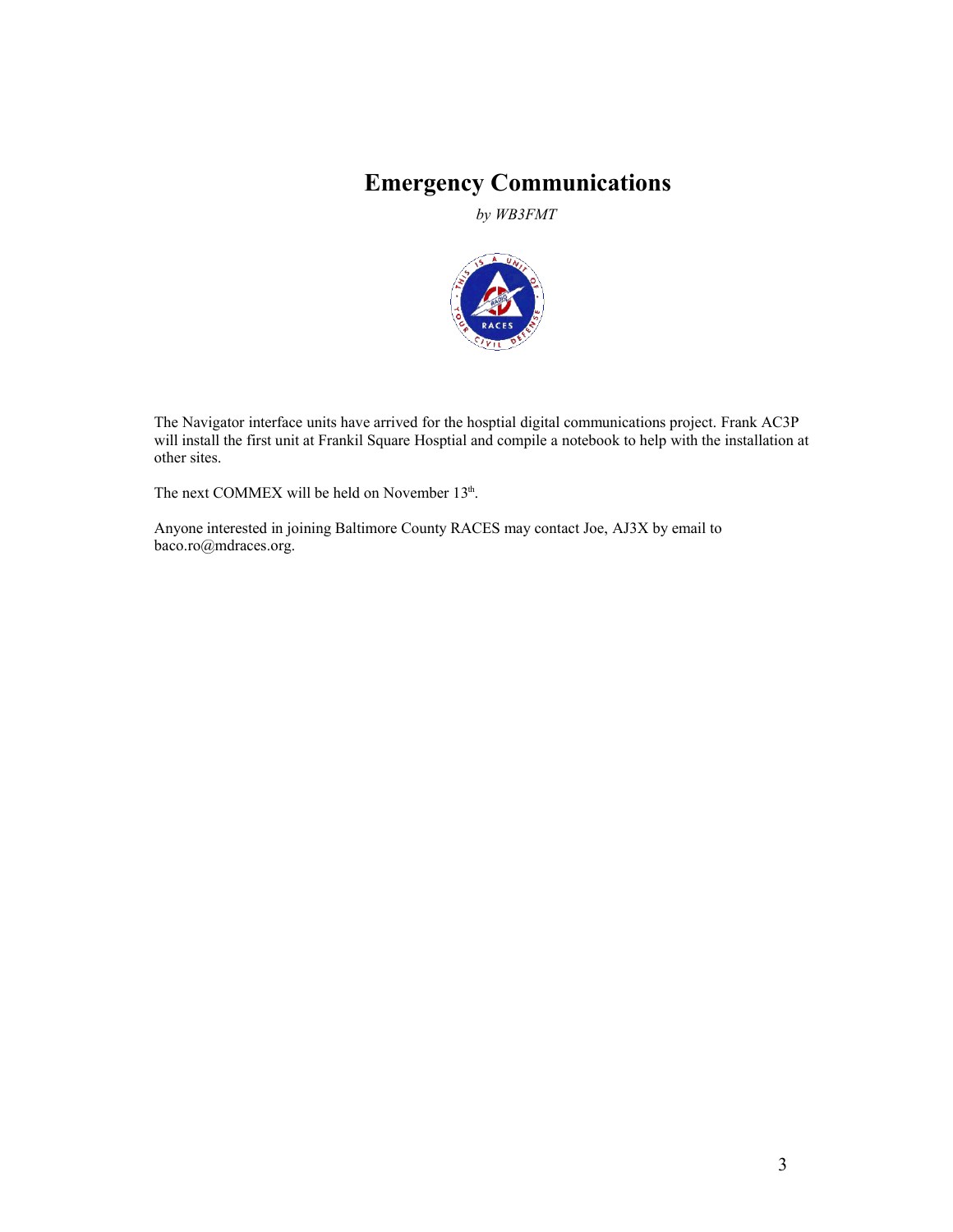# Emergency Communications

*by WB3FMT*

The Navigator interface units have arrived for the hosptial digital communications project. Frank AC3P will install the first unit at Frankil Square Hosptial and compile a notebook to help with the installation at other sites.

The next COMMEX will be held on November 13th.

Anyone interested in joining Baltimore County RACES may contact Joe, AJ3X by email to baco.ro@mdraces.org.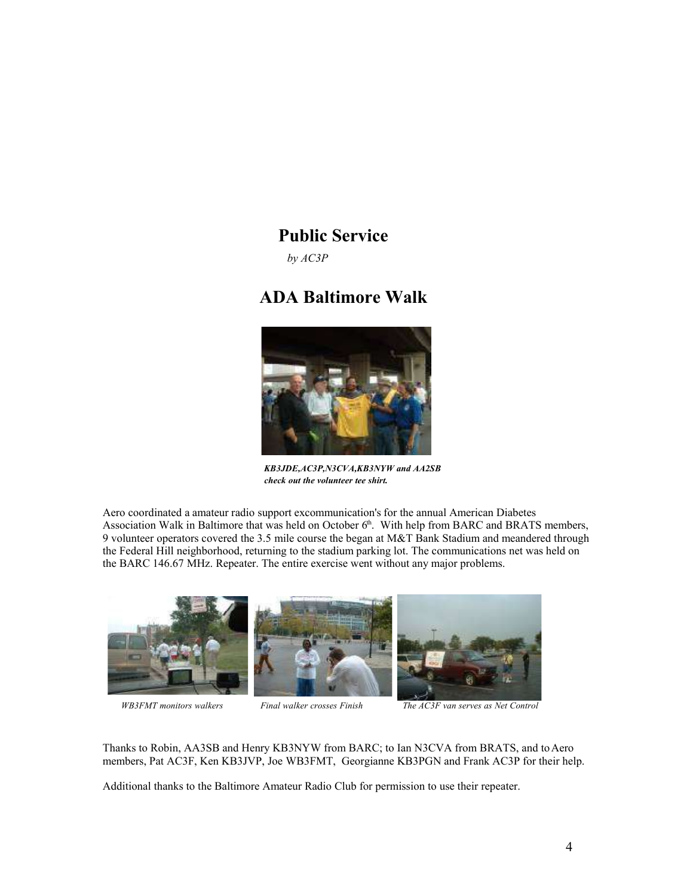# Public Service

*by AC3P*

## ADA Baltimore Walk

***KB3JDE,AC3P,N3CVA,KB3NYW and AA2SB check out the volunteer tee shirt.***

Aero coordinated a amateur radio support excommunication's for the annual American Diabetes Association Walk in Baltimore that was held on October 6th. With help from BARC and BRATS members, 9 volunteer operators covered the 3.5 mile course the began at M&T Bank Stadium and meandered through the Federal Hill neighborhood, returning to the stadium parking lot. The communications net was held on the BARC 146.67 MHz. Repeater. The entire exercise went without any major problems.

*WB3FMT monitors walkers*

*Final walker crosses Finish*

*The AC3F van serves as Net Control*

Thanks to Robin, AA3SB and Henry KB3NYW from BARC; to Ian N3CVA from BRATS, and to Aero members, Pat AC3F, Ken KB3JVP, Joe WB3FMT, Georgianne KB3PGN and Frank AC3P for their help.

Additional thanks to the Baltimore Amateur Radio Club for permission to use their repeater.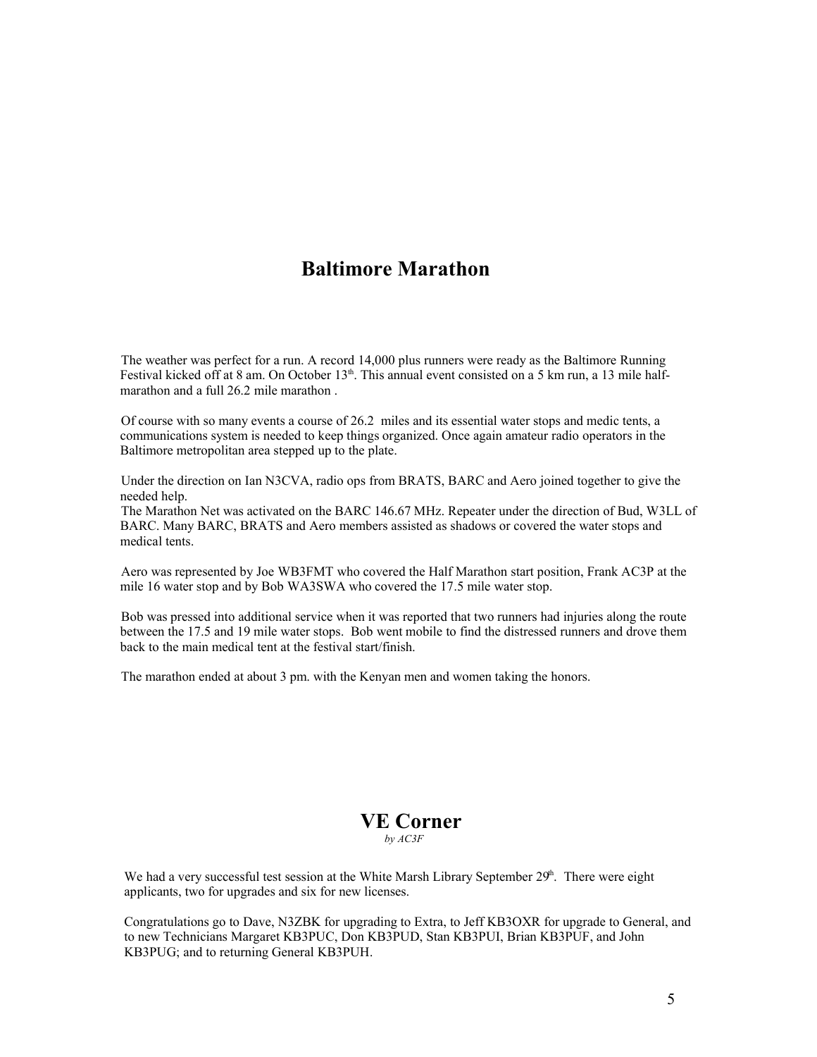## Baltimore Marathon

The weather was perfect for a run. A record 14,000 plus runners were ready as the Baltimore Running Festival kicked off at 8 am. On October 13th. This annual event consisted on a 5 km run, a 13 mile half-marathon and a full 26.2 mile marathon .

Of course with so many events a course of 26.2 miles and its essential water stops and medic tents, a communications system is needed to keep things organized. Once again amateur radio operators in the Baltimore metropolitan area stepped up to the plate.

Under the direction on Ian N3CVA, radio ops from BRATS, BARC and Aero joined together to give the needed help.
The Marathon Net was activated on the BARC 146.67 MHz. Repeater under the direction of Bud, W3LL of BARC. Many BARC, BRATS and Aero members assisted as shadows or covered the water stops and medical tents.

Aero was represented by Joe WB3FMT who covered the Half Marathon start position, Frank AC3P at the mile 16 water stop and by Bob WA3SWA who covered the 17.5 mile water stop.

Bob was pressed into additional service when it was reported that two runners had injuries along the route between the 17.5 and 19 mile water stops. Bob went mobile to find the distressed runners and drove them back to the main medical tent at the festival start/finish.

The marathon ended at about 3 pm. with the Kenyan men and women taking the honors.

## VE Corner

*by AC3F*

We had a very successful test session at the White Marsh Library September 29th. There were eight applicants, two for upgrades and six for new licenses.

Congratulations go to Dave, N3ZBK for upgrading to Extra, to Jeff KB3OXR for upgrade to General, and to new Technicians Margaret KB3PUC, Don KB3PUD, Stan KB3PUI, Brian KB3PUF, and John KB3PUG; and to returning General KB3PUH.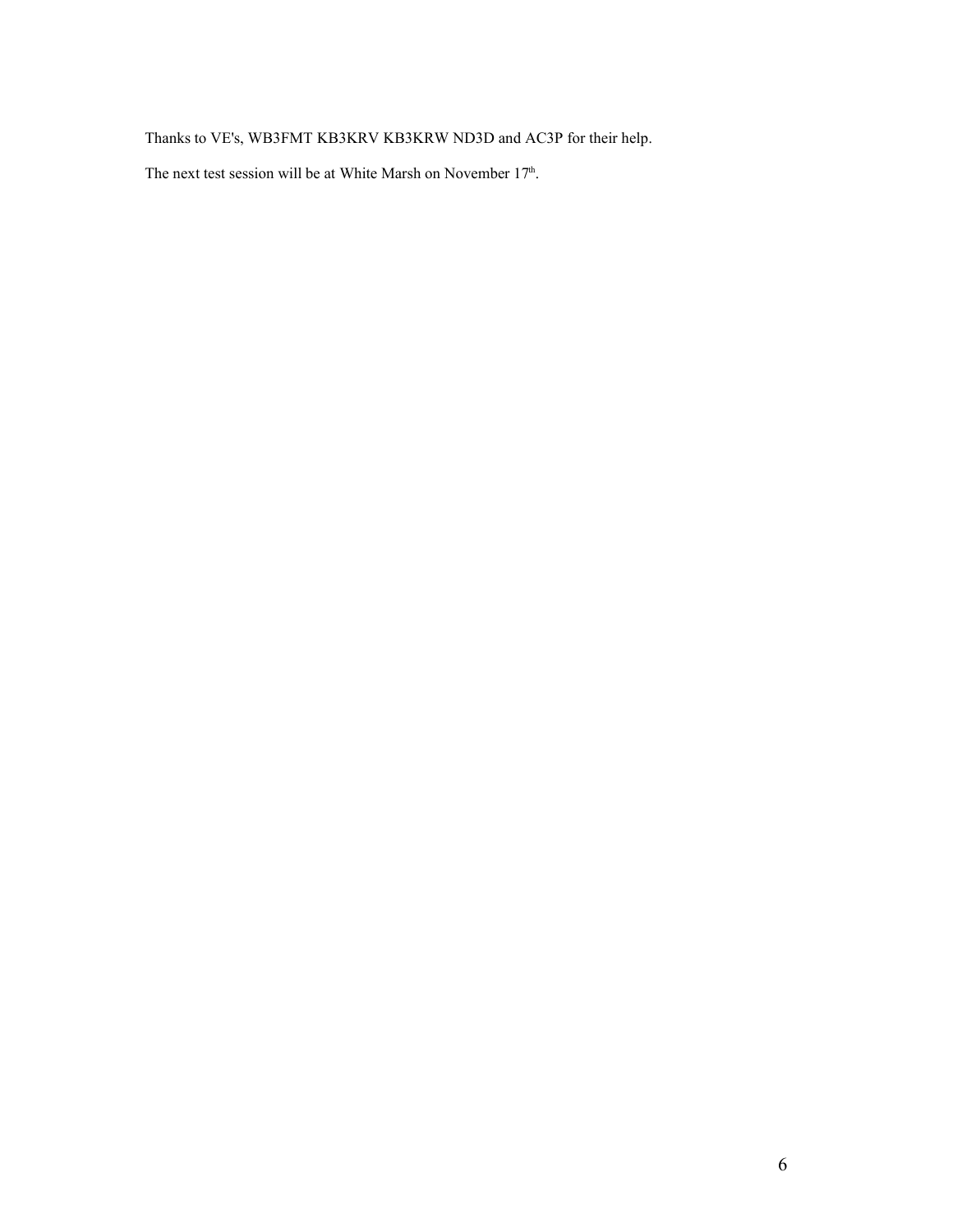Thanks to VE's, WB3FMT KB3KRV KB3KRW ND3D and AC3P for their help.

The next test session will be at White Marsh on November 17th.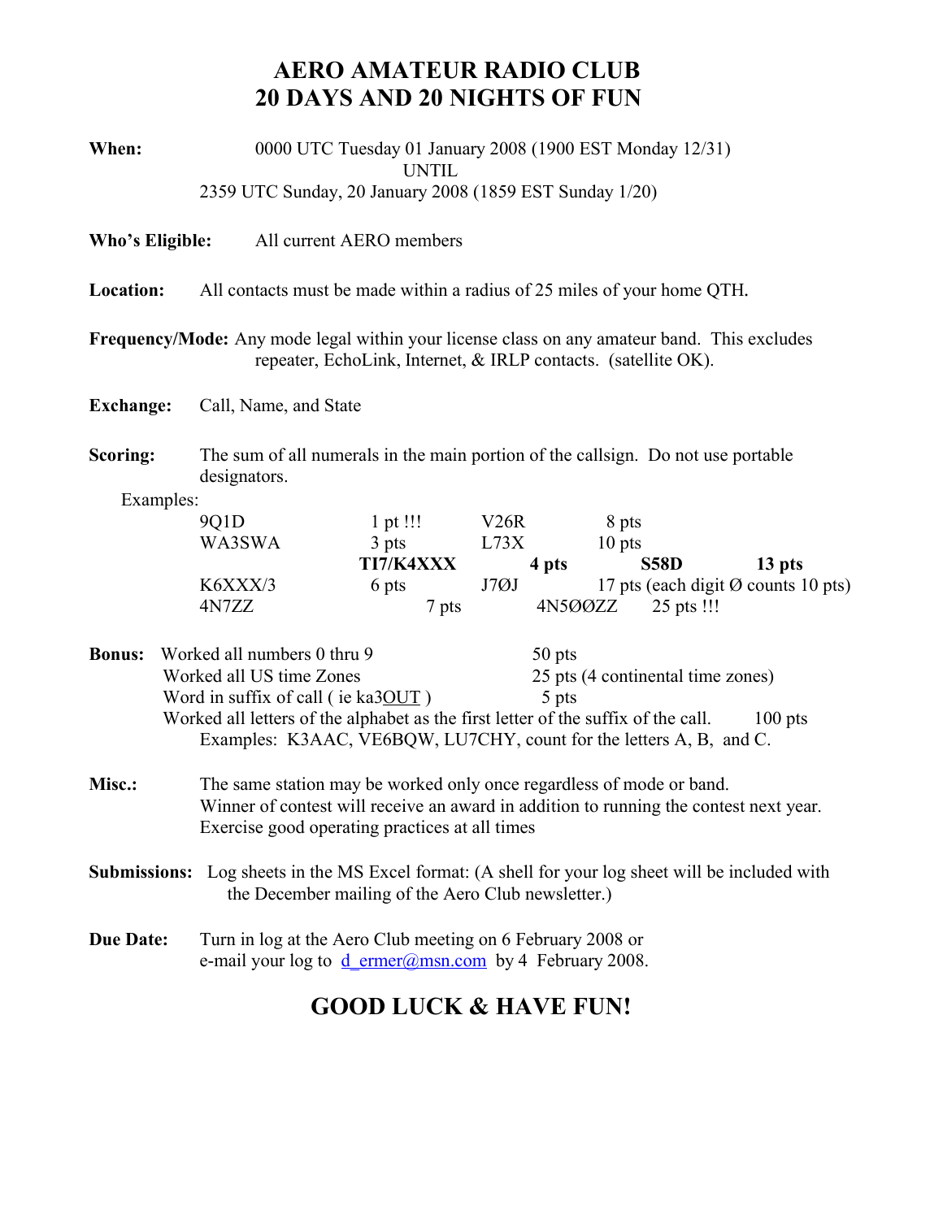# AERO AMATEUR RADIO CLUB
# 20 DAYS AND 20 NIGHTS OF FUN

**When:** 0000 UTC Tuesday 01 January 2008 (1900 EST Monday 12/31)
UNTIL
2359 UTC Sunday, 20 January 2008 (1859 EST Sunday 1/20)

**Who's Eligible:** All current AERO members

**Location:** All contacts must be made within a radius of 25 miles of your home QTH.

**Frequency/Mode:** Any mode legal within your license class on any amateur band. This excludes repeater, EchoLink, Internet, & IRLP contacts. (satellite OK).

**Exchange:** Call, Name, and State

**Scoring:** The sum of all numerals in the main portion of the callsign. Do not use portable designators.

Examples:

| Call | Points | Call | Points |
|---|---|---|---|
| 9Q1D | 1 pt !!! | V26R | 8 pts |
| WA3SWA | 3 pts | L73X | 10 pts |
| **TI7/K4XXX** | **4 pts** | **S58D** | **13 pts** |
| K6XXX/3 | 6 pts | J7ØJ | 17 pts (each digit Ø counts 10 pts) |
| 4N7ZZ | 7 pts | 4N5ØØZZ | 25 pts !!! |

**Bonus:**

- Worked all numbers 0 thru 9 — 50 pts
- Worked all US time Zones — 25 pts (4 continental time zones)
- Word in suffix of call ( ie ka3OUT ) — 5 pts
- Worked all letters of the alphabet as the first letter of the suffix of the call. — 100 pts
  Examples: K3AAC, VE6BQW, LU7CHY, count for the letters A, B, and C.

**Misc.:** The same station may be worked only once regardless of mode or band.
Winner of contest will receive an award in addition to running the contest next year.
Exercise good operating practices at all times

**Submissions:** Log sheets in the MS Excel format: (A shell for your log sheet will be included with the December mailing of the Aero Club newsletter.)

**Due Date:** Turn in log at the Aero Club meeting on 6 February 2008 or e-mail your log to d_ermer@msn.com by 4 February 2008.

## GOOD LUCK & HAVE FUN!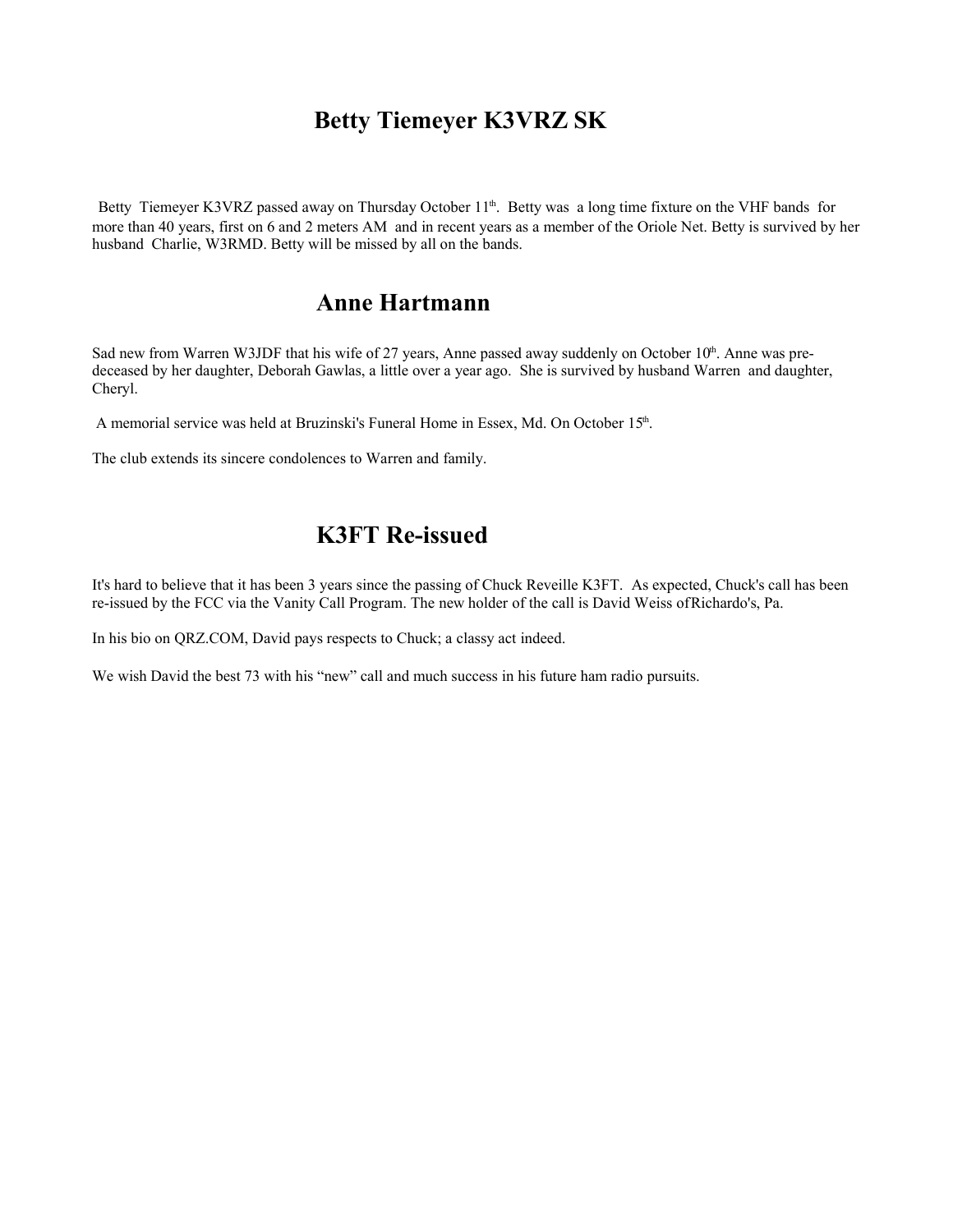# Betty Tiemeyer K3VRZ SK

Betty Tiemeyer K3VRZ passed away on Thursday October 11th. Betty was a long time fixture on the VHF bands for more than 40 years, first on 6 and 2 meters AM and in recent years as a member of the Oriole Net. Betty is survived by her husband Charlie, W3RMD. Betty will be missed by all on the bands.

# Anne Hartmann

Sad new from Warren W3JDF that his wife of 27 years, Anne passed away suddenly on October 10th. Anne was pre-deceased by her daughter, Deborah Gawlas, a little over a year ago. She is survived by husband Warren and daughter, Cheryl.

A memorial service was held at Bruzinski's Funeral Home in Essex, Md. On October 15th.

The club extends its sincere condolences to Warren and family.

# K3FT Re-issued

It's hard to believe that it has been 3 years since the passing of Chuck Reveille K3FT. As expected, Chuck's call has been re-issued by the FCC via the Vanity Call Program. The new holder of the call is David Weiss ofRichardo's, Pa.

In his bio on QRZ.COM, David pays respects to Chuck; a classy act indeed.

We wish David the best 73 with his "new" call and much success in his future ham radio pursuits.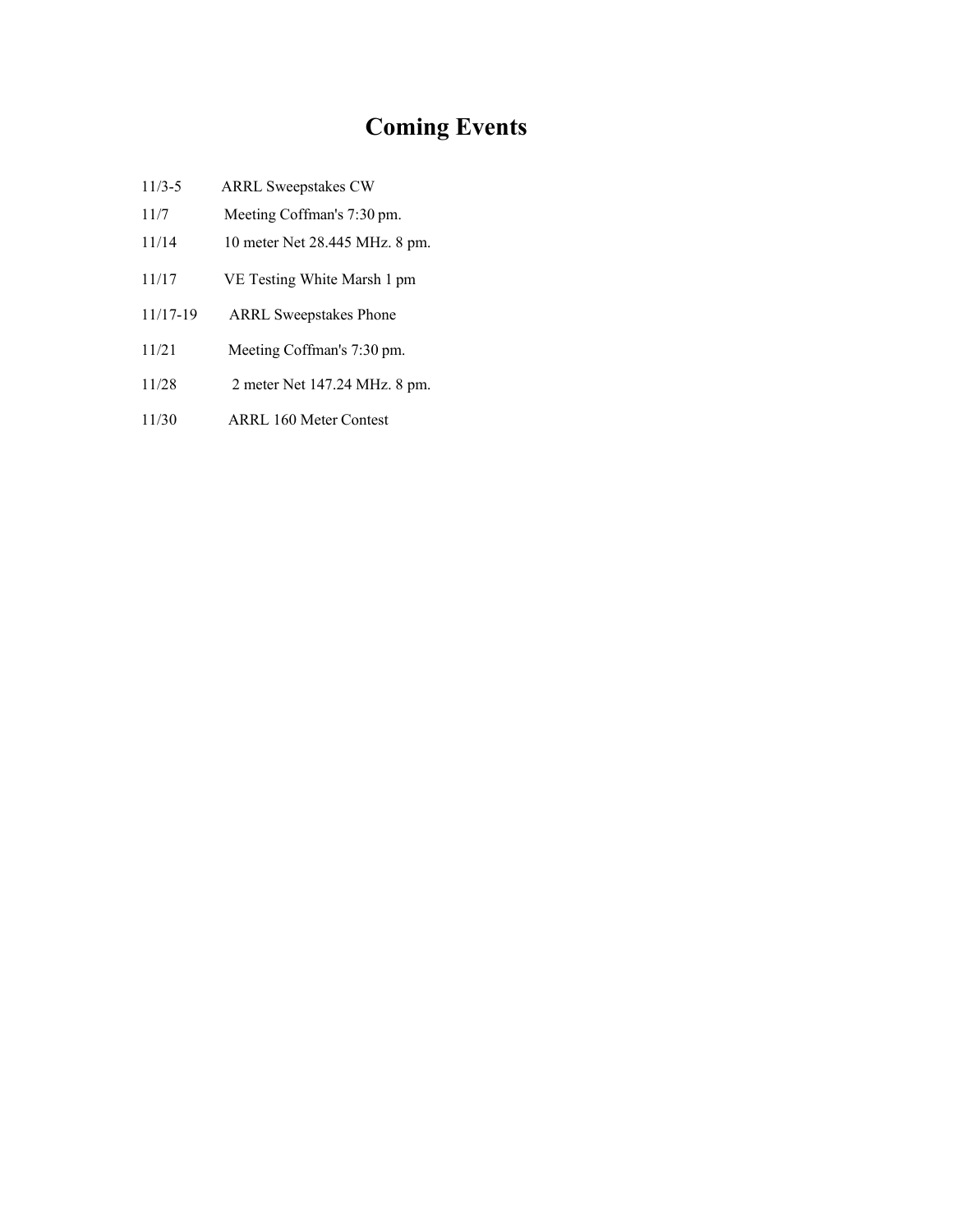# Coming Events

| | |
|---|---|
| 11/3-5 | ARRL Sweepstakes CW |
| 11/7 | Meeting Coffman's 7:30 pm. |
| 11/14 | 10 meter Net 28.445 MHz. 8 pm. |
| 11/17 | VE Testing White Marsh 1 pm |
| 11/17-19 | ARRL Sweepstakes Phone |
| 11/21 | Meeting Coffman's 7:30 pm. |
| 11/28 | 2 meter Net 147.24 MHz. 8 pm. |
| 11/30 | ARRL 160 Meter Contest |